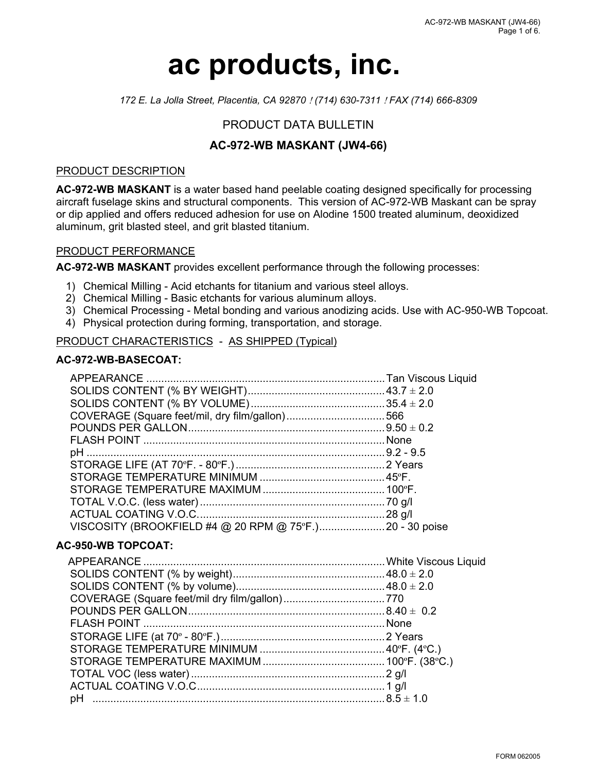# ac products, inc.

*172 E. La Jolla Street, Placentia, CA 92870 ! (714) 630-7311 ! FAX (714) 666-8309*

## PRODUCT DATA BULLETIN

## AC-972-WB MASKANT (JW4-66)

<u>PRODUCT DESCRIPTION</u>

**AC-972-WB MASKANT** is a water based hand peelable coating designed specifically for processing aircraft fuselage skins and structural components. This version of AC-972-WB Maskant can be spray or dip applied and offers reduced adhesion for use on Alodine 1500 treated aluminum, deoxidized aluminum, grit blasted steel, and grit blasted titanium.

<u>PRODUCT PERFORMANCE</u>

**AC-972-WB MASKANT** provides excellent performance through the following processes:

1) Chemical Milling - Acid etchants for titanium and various steel alloys.
2) Chemical Milling - Basic etchants for various aluminum alloys.
3) Chemical Processing - Metal bonding and various anodizing acids. Use with AC-950-WB Topcoat.
4) Physical protection during forming, transportation, and storage.

<u>PRODUCT CHARACTERISTICS</u> - <u>AS SHIPPED (Typical)</u>

**AC-972-WB-BASECOAT:**

| | |
|---|---|
| APPEARANCE | Tan Viscous Liquid |
| SOLIDS CONTENT (% BY WEIGHT) | 43.7 ± 2.0 |
| SOLIDS CONTENT (% BY VOLUME) | 35.4 ± 2.0 |
| COVERAGE (Square feet/mil, dry film/gallon) | 566 |
| POUNDS PER GALLON | 9.50 ± 0.2 |
| FLASH POINT | None |
| pH | 9.2 - 9.5 |
| STORAGE LIFE (AT 70ºF. - 80ºF.) | 2 Years |
| STORAGE TEMPERATURE MINIMUM | 45ºF. |
| STORAGE TEMPERATURE MAXIMUM | 100ºF. |
| TOTAL V.O.C. (less water) | 70 g/l |
| ACTUAL COATING V.O.C. | 28 g/l |
| VISCOSITY (BROOKFIELD #4 @ 20 RPM @ 75ºF.) | 20 - 30 poise |

**AC-950-WB TOPCOAT:**

| | |
|---|---|
| APPEARANCE | White Viscous Liquid |
| SOLIDS CONTENT (% by weight) | 48.0 ± 2.0 |
| SOLIDS CONTENT (% by volume) | 48.0 ± 2.0 |
| COVERAGE (Square feet/mil dry film/gallon) | 770 |
| POUNDS PER GALLON | 8.40 ± 0.2 |
| FLASH POINT | None |
| STORAGE LIFE (at 70º - 80ºF.) | 2 Years |
| STORAGE TEMPERATURE MINIMUM | 40ºF. (4ºC.) |
| STORAGE TEMPERATURE MAXIMUM | 100ºF. (38ºC.) |
| TOTAL VOC (less water) | 2 g/l |
| ACTUAL COATING V.O.C | 1 g/l |
| pH | 8.5 ± 1.0 |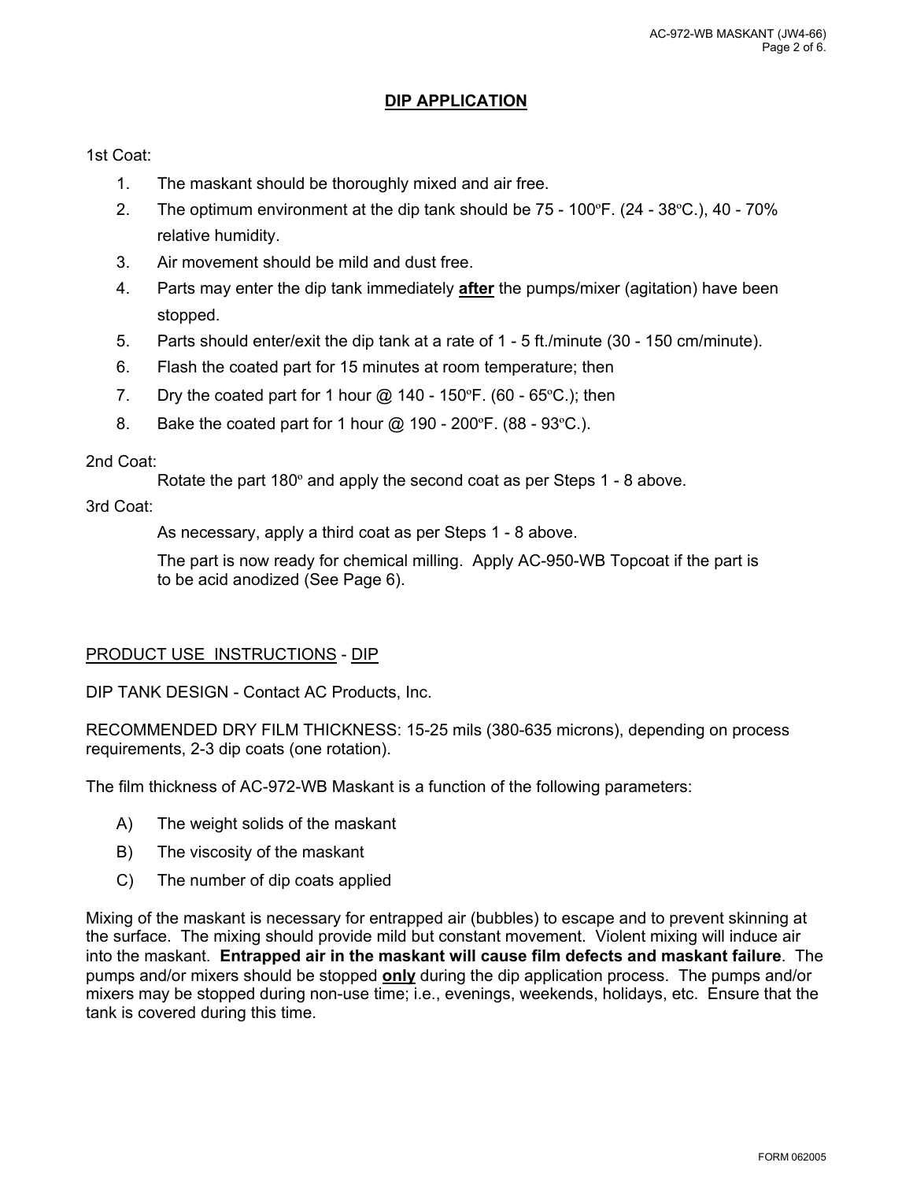## DIP APPLICATION

1st Coat:

1. The maskant should be thoroughly mixed and air free.
2. The optimum environment at the dip tank should be 75 - 100ºF. (24 - 38ºC.), 40 - 70% relative humidity.
3. Air movement should be mild and dust free.
4. Parts may enter the dip tank immediately **after** the pumps/mixer (agitation) have been stopped.
5. Parts should enter/exit the dip tank at a rate of 1 - 5 ft./minute (30 - 150 cm/minute).
6. Flash the coated part for 15 minutes at room temperature; then
7. Dry the coated part for 1 hour @ 140 - 150ºF. (60 - 65ºC.); then
8. Bake the coated part for 1 hour @ 190 - 200ºF. (88 - 93ºC.).

2nd Coat:

Rotate the part 180º and apply the second coat as per Steps 1 - 8 above.

3rd Coat:

As necessary, apply a third coat as per Steps 1 - 8 above.

The part is now ready for chemical milling. Apply AC-950-WB Topcoat if the part is to be acid anodized (See Page 6).

PRODUCT USE INSTRUCTIONS - DIP

DIP TANK DESIGN - Contact AC Products, Inc.

RECOMMENDED DRY FILM THICKNESS: 15-25 mils (380-635 microns), depending on process requirements, 2-3 dip coats (one rotation).

The film thickness of AC-972-WB Maskant is a function of the following parameters:

A) The weight solids of the maskant
B) The viscosity of the maskant
C) The number of dip coats applied

Mixing of the maskant is necessary for entrapped air (bubbles) to escape and to prevent skinning at the surface. The mixing should provide mild but constant movement. Violent mixing will induce air into the maskant. **Entrapped air in the maskant will cause film defects and maskant failure**. The pumps and/or mixers should be stopped **only** during the dip application process. The pumps and/or mixers may be stopped during non-use time; i.e., evenings, weekends, holidays, etc. Ensure that the tank is covered during this time.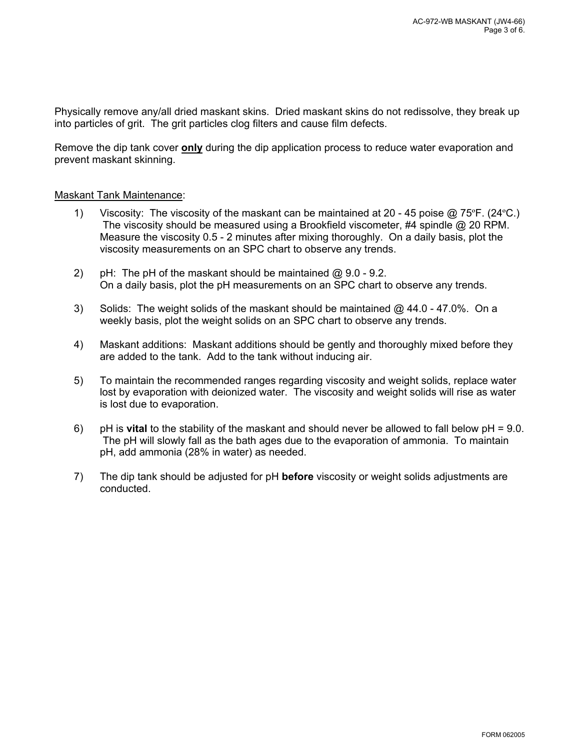Physically remove any/all dried maskant skins. Dried maskant skins do not redissolve, they break up into particles of grit. The grit particles clog filters and cause film defects.

Remove the dip tank cover **only** during the dip application process to reduce water evaporation and prevent maskant skinning.

Maskant Tank Maintenance:

1) Viscosity: The viscosity of the maskant can be maintained at 20 - 45 poise @ 75ºF. (24ºC.) The viscosity should be measured using a Brookfield viscometer, #4 spindle @ 20 RPM. Measure the viscosity 0.5 - 2 minutes after mixing thoroughly. On a daily basis, plot the viscosity measurements on an SPC chart to observe any trends.

2) pH: The pH of the maskant should be maintained @ 9.0 - 9.2. On a daily basis, plot the pH measurements on an SPC chart to observe any trends.

3) Solids: The weight solids of the maskant should be maintained @ 44.0 - 47.0%. On a weekly basis, plot the weight solids on an SPC chart to observe any trends.

4) Maskant additions: Maskant additions should be gently and thoroughly mixed before they are added to the tank. Add to the tank without inducing air.

5) To maintain the recommended ranges regarding viscosity and weight solids, replace water lost by evaporation with deionized water. The viscosity and weight solids will rise as water is lost due to evaporation.

6) pH is **vital** to the stability of the maskant and should never be allowed to fall below pH = 9.0. The pH will slowly fall as the bath ages due to the evaporation of ammonia. To maintain pH, add ammonia (28% in water) as needed.

7) The dip tank should be adjusted for pH **before** viscosity or weight solids adjustments are conducted.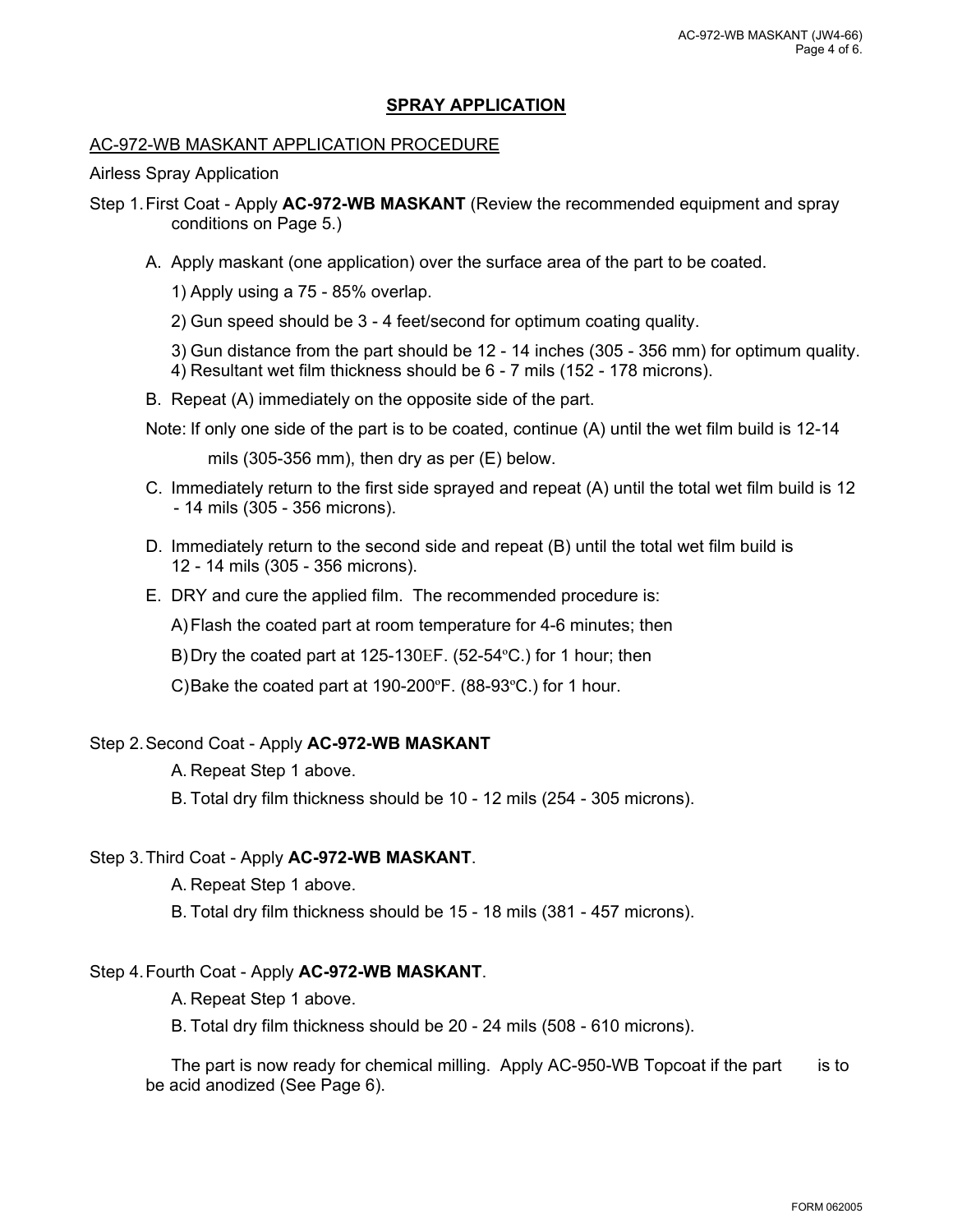## SPRAY APPLICATION

AC-972-WB MASKANT APPLICATION PROCEDURE

Airless Spray Application

Step 1. First Coat - Apply **AC-972-WB MASKANT** (Review the recommended equipment and spray conditions on Page 5.)

A. Apply maskant (one application) over the surface area of the part to be coated.

1) Apply using a 75 - 85% overlap.

2) Gun speed should be 3 - 4 feet/second for optimum coating quality.

3) Gun distance from the part should be 12 - 14 inches (305 - 356 mm) for optimum quality.
4) Resultant wet film thickness should be 6 - 7 mils (152 - 178 microns).

B. Repeat (A) immediately on the opposite side of the part.

Note: If only one side of the part is to be coated, continue (A) until the wet film build is 12-14 mils (305-356 mm), then dry as per (E) below.

C. Immediately return to the first side sprayed and repeat (A) until the total wet film build is 12 - 14 mils (305 - 356 microns).

D. Immediately return to the second side and repeat (B) until the total wet film build is 12 - 14 mils (305 - 356 microns).

E. DRY and cure the applied film. The recommended procedure is:

A) Flash the coated part at room temperature for 4-6 minutes; then

B) Dry the coated part at 125-130EF. (52-54ºC.) for 1 hour; then

C) Bake the coated part at 190-200ºF. (88-93ºC.) for 1 hour.

Step 2. Second Coat - Apply **AC-972-WB MASKANT**

A. Repeat Step 1 above.

B. Total dry film thickness should be 10 - 12 mils (254 - 305 microns).

Step 3. Third Coat - Apply **AC-972-WB MASKANT**.

A. Repeat Step 1 above.

B. Total dry film thickness should be 15 - 18 mils (381 - 457 microns).

Step 4. Fourth Coat - Apply **AC-972-WB MASKANT**.

A. Repeat Step 1 above.

B. Total dry film thickness should be 20 - 24 mils (508 - 610 microns).

The part is now ready for chemical milling. Apply AC-950-WB Topcoat if the part is to be acid anodized (See Page 6).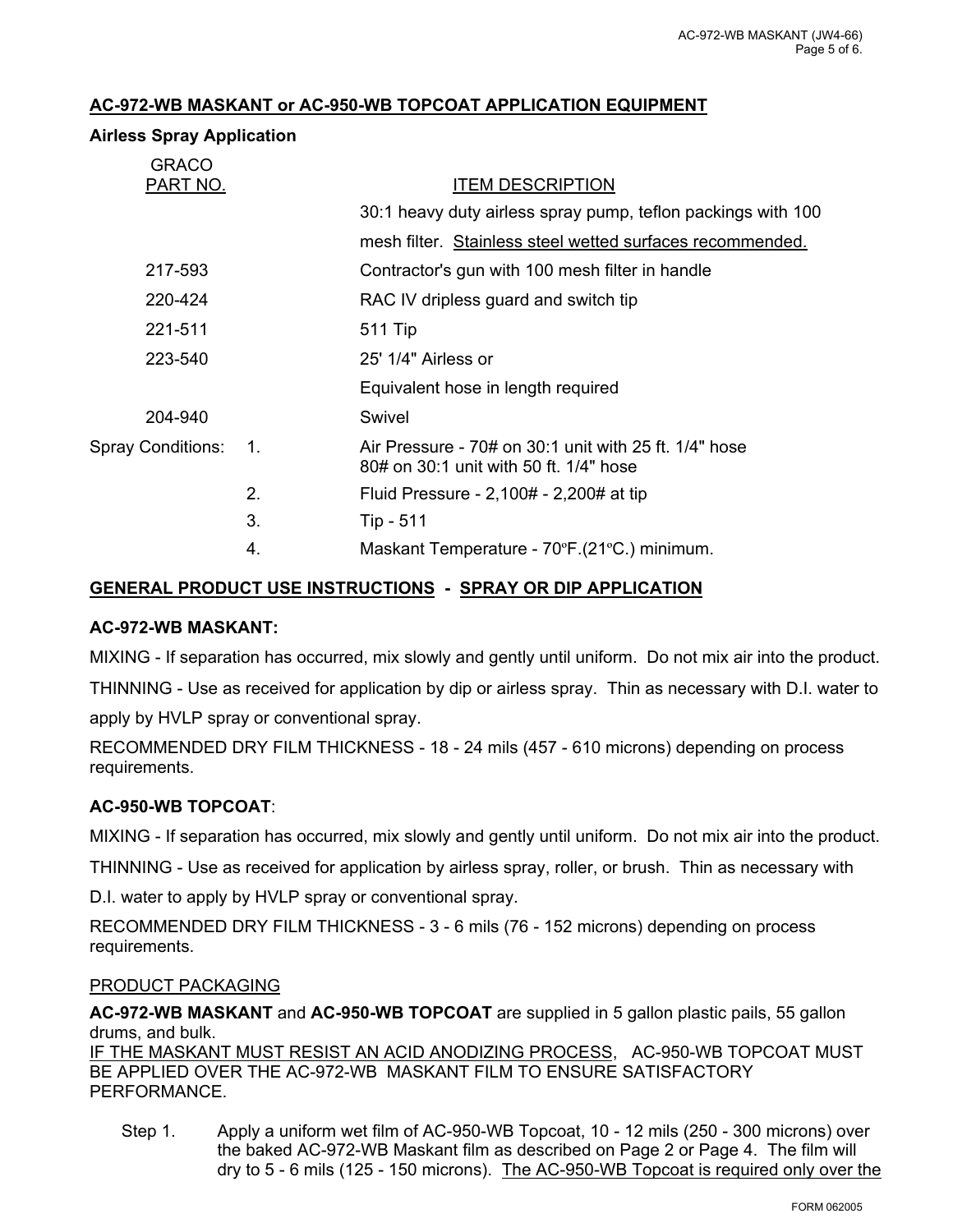## AC-972-WB MASKANT or AC-950-WB TOPCOAT APPLICATION EQUIPMENT

### Airless Spray Application

| GRACO PART NO. | ITEM DESCRIPTION |
|---|---|
| | 30:1 heavy duty airless spray pump, teflon packings with 100 mesh filter. Stainless steel wetted surfaces recommended. |
| 217-593 | Contractor's gun with 100 mesh filter in handle |
| 220-424 | RAC IV dripless guard and switch tip |
| 221-511 | 511 Tip |
| 223-540 | 25' 1/4" Airless or Equivalent hose in length required |
| 204-940 | Swivel |

Spray Conditions:

1. Air Pressure - 70# on 30:1 unit with 25 ft. 1/4" hose
   80# on 30:1 unit with 50 ft. 1/4" hose
2. Fluid Pressure - 2,100# - 2,200# at tip
3. Tip - 511
4. Maskant Temperature - 70°F.(21°C.) minimum.

## GENERAL PRODUCT USE INSTRUCTIONS - SPRAY OR DIP APPLICATION

### AC-972-WB MASKANT:

MIXING - If separation has occurred, mix slowly and gently until uniform. Do not mix air into the product.

THINNING - Use as received for application by dip or airless spray. Thin as necessary with D.I. water to apply by HVLP spray or conventional spray.

RECOMMENDED DRY FILM THICKNESS - 18 - 24 mils (457 - 610 microns) depending on process requirements.

### AC-950-WB TOPCOAT:

MIXING - If separation has occurred, mix slowly and gently until uniform. Do not mix air into the product.

THINNING - Use as received for application by airless spray, roller, or brush. Thin as necessary with D.I. water to apply by HVLP spray or conventional spray.

RECOMMENDED DRY FILM THICKNESS - 3 - 6 mils (76 - 152 microns) depending on process requirements.

PRODUCT PACKAGING

**AC-972-WB MASKANT** and **AC-950-WB TOPCOAT** are supplied in 5 gallon plastic pails, 55 gallon drums, and bulk.

IF THE MASKANT MUST RESIST AN ACID ANODIZING PROCESS, AC-950-WB TOPCOAT MUST BE APPLIED OVER THE AC-972-WB MASKANT FILM TO ENSURE SATISFACTORY PERFORMANCE.

Step 1. Apply a uniform wet film of AC-950-WB Topcoat, 10 - 12 mils (250 - 300 microns) over the baked AC-972-WB Maskant film as described on Page 2 or Page 4. The film will dry to 5 - 6 mils (125 - 150 microns). The AC-950-WB Topcoat is required only over the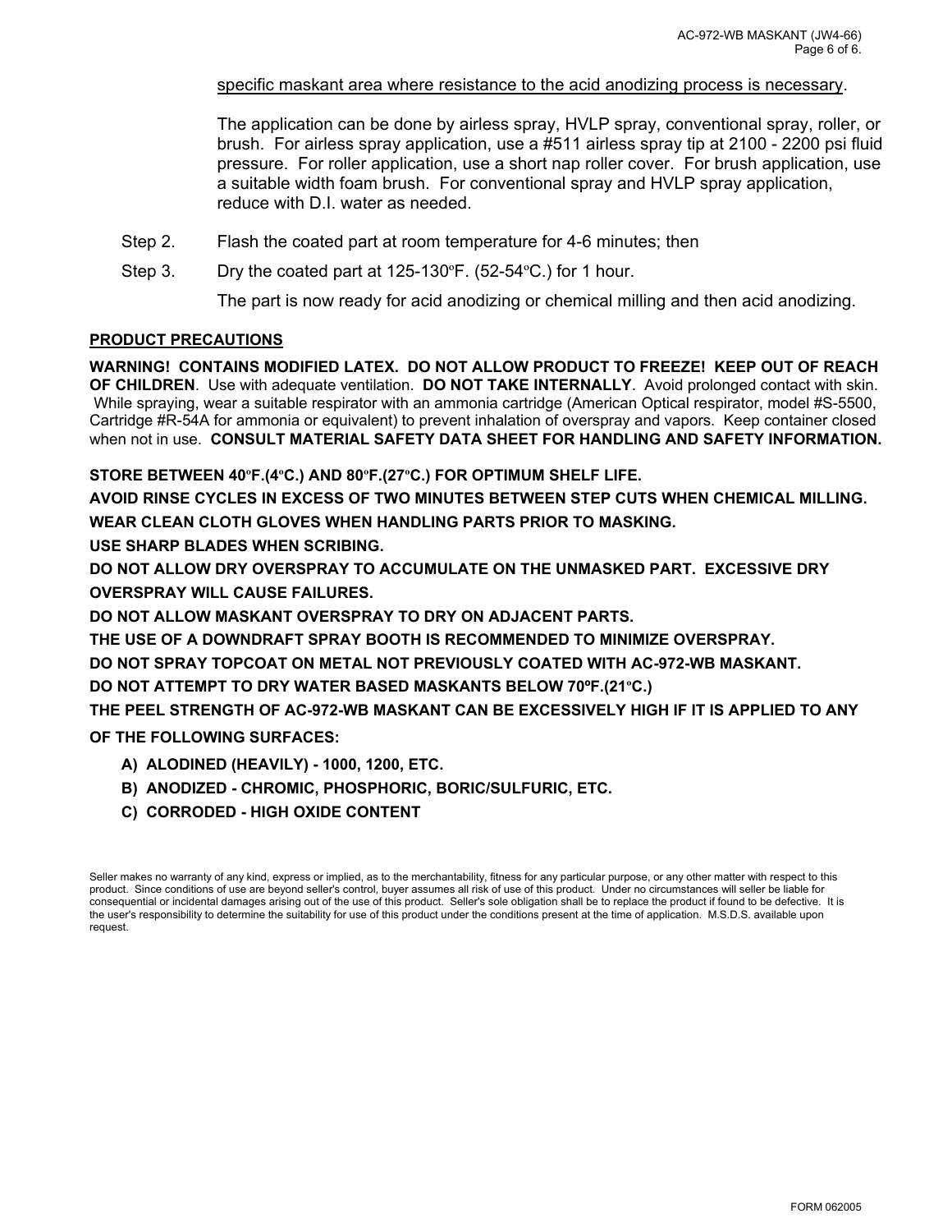<u>specific maskant area where resistance to the acid anodizing process is necessary</u>.

The application can be done by airless spray, HVLP spray, conventional spray, roller, or brush. For airless spray application, use a #511 airless spray tip at 2100 - 2200 psi fluid pressure. For roller application, use a short nap roller cover. For brush application, use a suitable width foam brush. For conventional spray and HVLP spray application, reduce with D.I. water as needed.

Step 2. Flash the coated part at room temperature for 4-6 minutes; then

Step 3. Dry the coated part at 125-130ºF. (52-54ºC.) for 1 hour.

The part is now ready for acid anodizing or chemical milling and then acid anodizing.

**<u>PRODUCT PRECAUTIONS</u>**

**WARNING! CONTAINS MODIFIED LATEX. DO NOT ALLOW PRODUCT TO FREEZE! KEEP OUT OF REACH OF CHILDREN**. Use with adequate ventilation. **DO NOT TAKE INTERNALLY**. Avoid prolonged contact with skin. While spraying, wear a suitable respirator with an ammonia cartridge (American Optical respirator, model #S-5500, Cartridge #R-54A for ammonia or equivalent) to prevent inhalation of overspray and vapors. Keep container closed when not in use. **CONSULT MATERIAL SAFETY DATA SHEET FOR HANDLING AND SAFETY INFORMATION.**

**STORE BETWEEN 40ºF.(4ºC.) AND 80ºF.(27ºC.) FOR OPTIMUM SHELF LIFE.**

**AVOID RINSE CYCLES IN EXCESS OF TWO MINUTES BETWEEN STEP CUTS WHEN CHEMICAL MILLING.**

**WEAR CLEAN CLOTH GLOVES WHEN HANDLING PARTS PRIOR TO MASKING.**

**USE SHARP BLADES WHEN SCRIBING.**

**DO NOT ALLOW DRY OVERSPRAY TO ACCUMULATE ON THE UNMASKED PART. EXCESSIVE DRY OVERSPRAY WILL CAUSE FAILURES.**

**DO NOT ALLOW MASKANT OVERSPRAY TO DRY ON ADJACENT PARTS.**

**THE USE OF A DOWNDRAFT SPRAY BOOTH IS RECOMMENDED TO MINIMIZE OVERSPRAY.**

**DO NOT SPRAY TOPCOAT ON METAL NOT PREVIOUSLY COATED WITH AC-972-WB MASKANT.**

**DO NOT ATTEMPT TO DRY WATER BASED MASKANTS BELOW 70ºF.(21ºC.)**

**THE PEEL STRENGTH OF AC-972-WB MASKANT CAN BE EXCESSIVELY HIGH IF IT IS APPLIED TO ANY OF THE FOLLOWING SURFACES:**

**A) ALODINED (HEAVILY) - 1000, 1200, ETC.**

**B) ANODIZED - CHROMIC, PHOSPHORIC, BORIC/SULFURIC, ETC.**

**C) CORRODED - HIGH OXIDE CONTENT**

Seller makes no warranty of any kind, express or implied, as to the merchantability, fitness for any particular purpose, or any other matter with respect to this product. Since conditions of use are beyond seller's control, buyer assumes all risk of use of this product. Under no circumstances will seller be liable for consequential or incidental damages arising out of the use of this product. Seller's sole obligation shall be to replace the product if found to be defective. It is the user's responsibility to determine the suitability for use of this product under the conditions present at the time of application. M.S.D.S. available upon request.